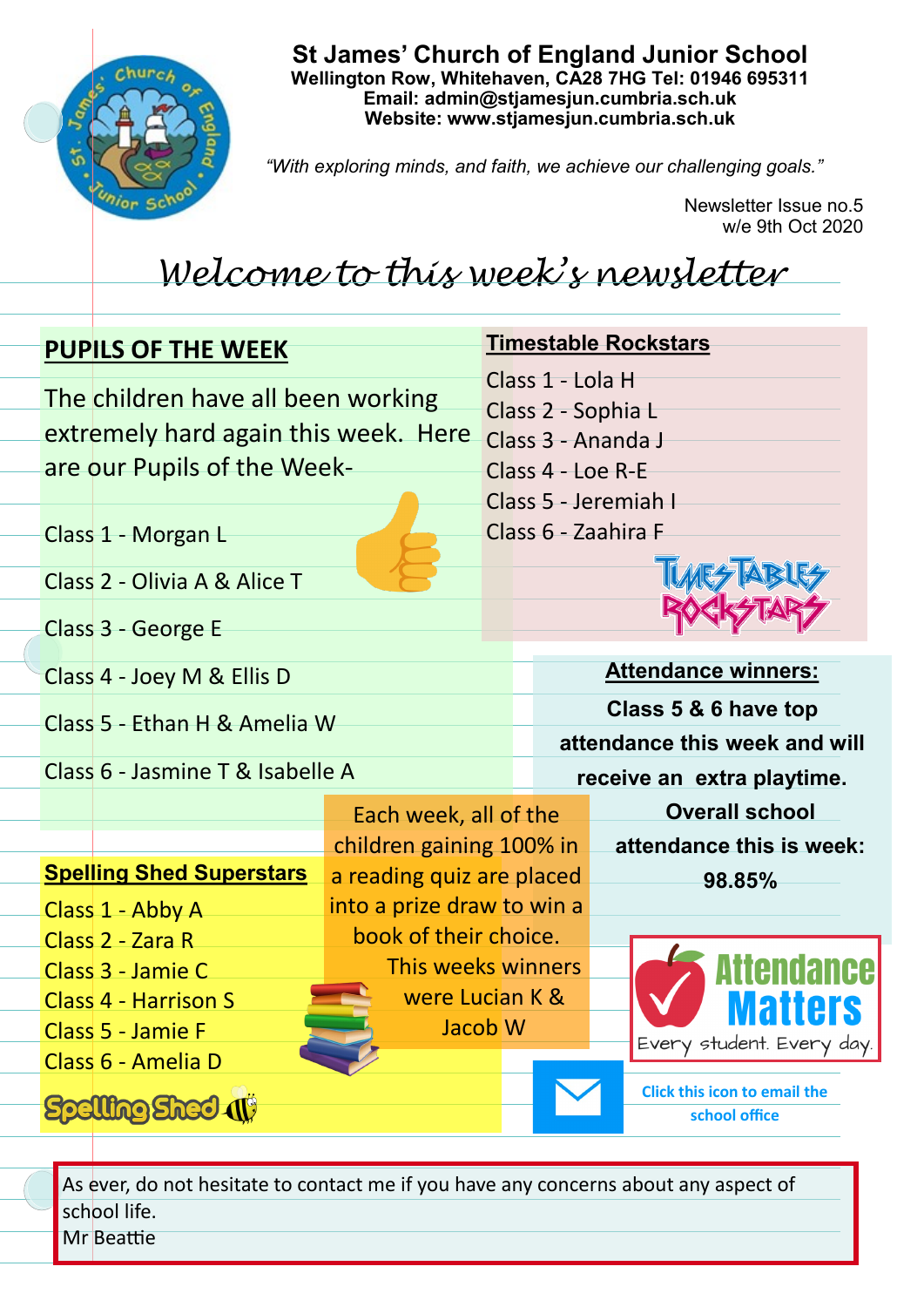# St James' Church of England Junior School

**Wellington Row, Whitehaven, CA28 7HG Tel: 01946 695311**
**Email: admin@stjamesjun.cumbria.sch.uk**
**Website: www.stjamesjun.cumbria.sch.uk**

*"With exploring minds, and faith, we achieve our challenging goals."*

Newsletter Issue no.5
w/e 9th Oct 2020

## *Welcome to this week's newsletter*

## PUPILS OF THE WEEK

The children have all been working extremely hard again this week. Here are our Pupils of the Week-

Class 1 - Morgan L

Class 2 - Olivia A & Alice T

Class 3 - George E

Class 4 - Joey M & Ellis D

Class 5 - Ethan H & Amelia W

Class 6 - Jasmine T & Isabelle A

## Timestable Rockstars

Class 1 - Lola H
Class 2 - Sophia L
Class 3 - Ananda J
Class 4 - Loe R-E
Class 5 - Jeremiah I
Class 6 - Zaahira F

## Attendance winners:

**Class 5 & 6 have top attendance this week and will receive an extra playtime.**

**Overall school attendance this is week: 98.85%**

Attendance Matters
Every student. Every day.

## Spelling Shed Superstars

Class 1 - Abby A
Class 2 - Zara R
Class 3 - Jamie C
Class 4 - Harrison S
Class 5 - Jamie F
Class 6 - Amelia D

Each week, all of the children gaining 100% in a reading quiz are placed into a prize draw to win a book of their choice. This weeks winners were Lucian K & Jacob W

**Click this icon to email the school office**

As ever, do not hesitate to contact me if you have any concerns about any aspect of school life.
Mr Beattie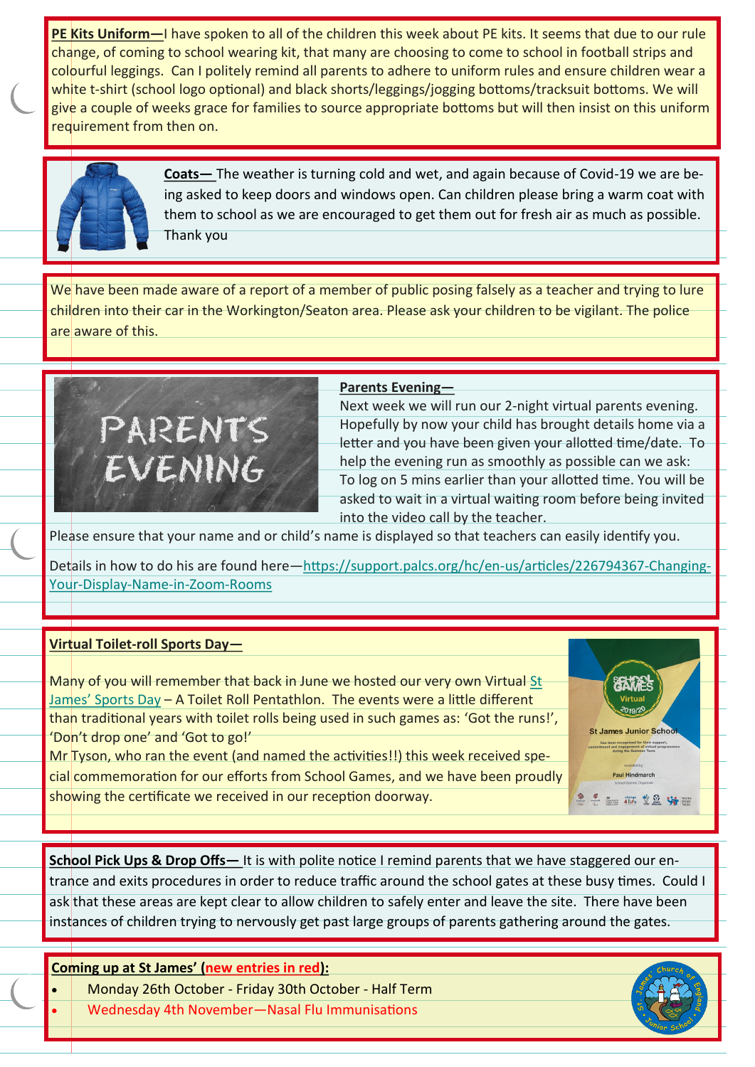**PE Kits Uniform—**I have spoken to all of the children this week about PE kits. It seems that due to our rule change, of coming to school wearing kit, that many are choosing to come to school in football strips and colourful leggings. Can I politely remind all parents to adhere to uniform rules and ensure children wear a white t-shirt (school logo optional) and black shorts/leggings/jogging bottoms/tracksuit bottoms. We will give a couple of weeks grace for families to source appropriate bottoms but will then insist on this uniform requirement from then on.

**Coats—** The weather is turning cold and wet, and again because of Covid-19 we are being asked to keep doors and windows open. Can children please bring a warm coat with them to school as we are encouraged to get them out for fresh air as much as possible. Thank you

We have been made aware of a report of a member of public posing falsely as a teacher and trying to lure children into their car in the Workington/Seaton area. Please ask your children to be vigilant. The police are aware of this.

**Parents Evening—**

Next week we will run our 2-night virtual parents evening. Hopefully by now your child has brought details home via a letter and you have been given your allotted time/date. To help the evening run as smoothly as possible can we ask: To log on 5 mins earlier than your allotted time. You will be asked to wait in a virtual waiting room before being invited into the video call by the teacher.

Please ensure that your name and or child's name is displayed so that teachers can easily identify you.

Details in how to do his are found here—https://support.palcs.org/hc/en-us/articles/226794367-Changing-Your-Display-Name-in-Zoom-Rooms

**Virtual Toilet-roll Sports Day—**

Many of you will remember that back in June we hosted our very own Virtual St James' Sports Day – A Toilet Roll Pentathlon. The events were a little different than traditional years with toilet rolls being used in such games as: 'Got the runs!', 'Don't drop one' and 'Got to go!'

Mr Tyson, who ran the event (and named the activities!!) this week received special commemoration for our efforts from School Games, and we have been proudly showing the certificate we received in our reception doorway.

**School Pick Ups & Drop Offs—** It is with polite notice I remind parents that we have staggered our entrance and exits procedures in order to reduce traffic around the school gates at these busy times. Could I ask that these areas are kept clear to allow children to safely enter and leave the site. There have been instances of children trying to nervously get past large groups of parents gathering around the gates.

**Coming up at St James' (new entries in red):**

- Monday 26th October - Friday 30th October - Half Term
- Wednesday 4th November—Nasal Flu Immunisations